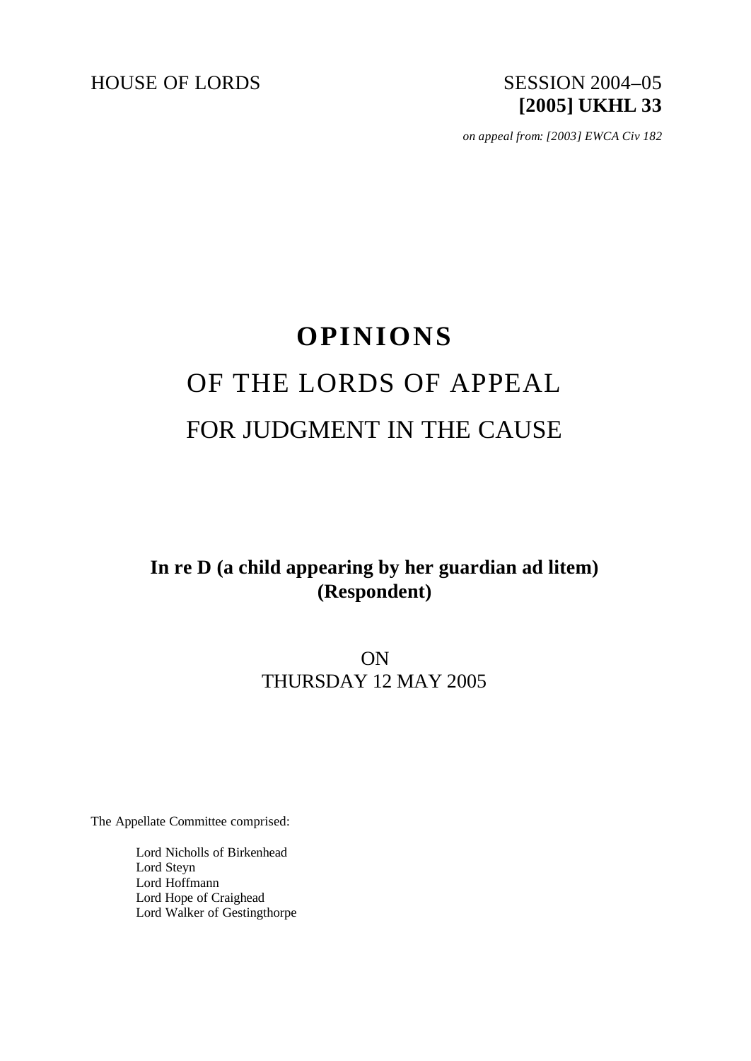HOUSE OF LORDS

SESSION 2004–05
**[2005] UKHL 33**

*on appeal from: [2003] EWCA Civ 182*

# OPINIONS

# OF THE LORDS OF APPEAL

# FOR JUDGMENT IN THE CAUSE

**In re D (a child appearing by her guardian ad litem) (Respondent)**

ON
THURSDAY 12 MAY 2005

The Appellate Committee comprised:

Lord Nicholls of Birkenhead
Lord Steyn
Lord Hoffmann
Lord Hope of Craighead
Lord Walker of Gestingthorpe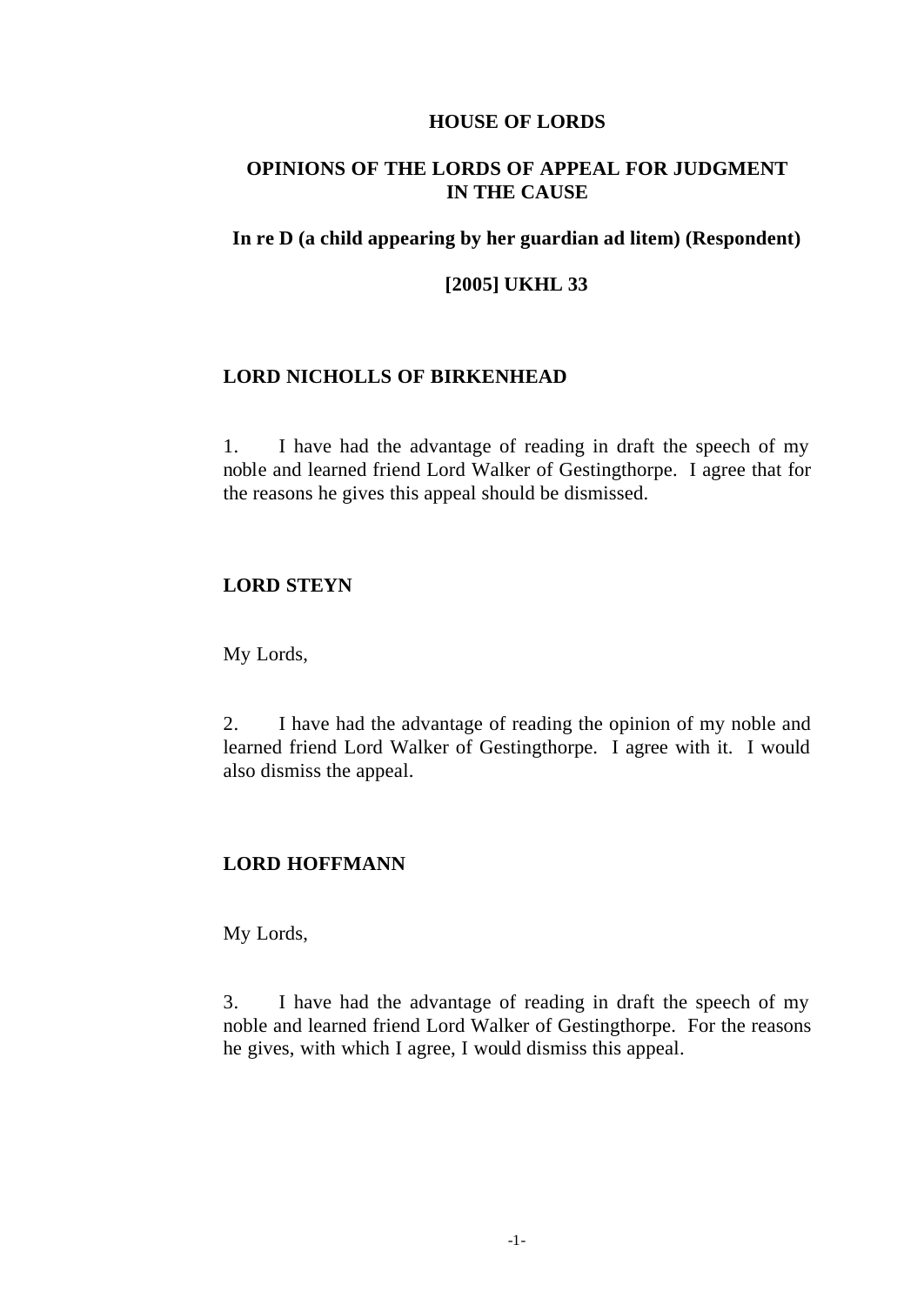**HOUSE OF LORDS**

**OPINIONS OF THE LORDS OF APPEAL FOR JUDGMENT IN THE CAUSE**

**In re D (a child appearing by her guardian ad litem) (Respondent)**

**[2005] UKHL 33**

**LORD NICHOLLS OF BIRKENHEAD**

1. I have had the advantage of reading in draft the speech of my noble and learned friend Lord Walker of Gestingthorpe. I agree that for the reasons he gives this appeal should be dismissed.

**LORD STEYN**

My Lords,

2. I have had the advantage of reading the opinion of my noble and learned friend Lord Walker of Gestingthorpe. I agree with it. I would also dismiss the appeal.

**LORD HOFFMANN**

My Lords,

3. I have had the advantage of reading in draft the speech of my noble and learned friend Lord Walker of Gestingthorpe. For the reasons he gives, with which I agree, I would dismiss this appeal.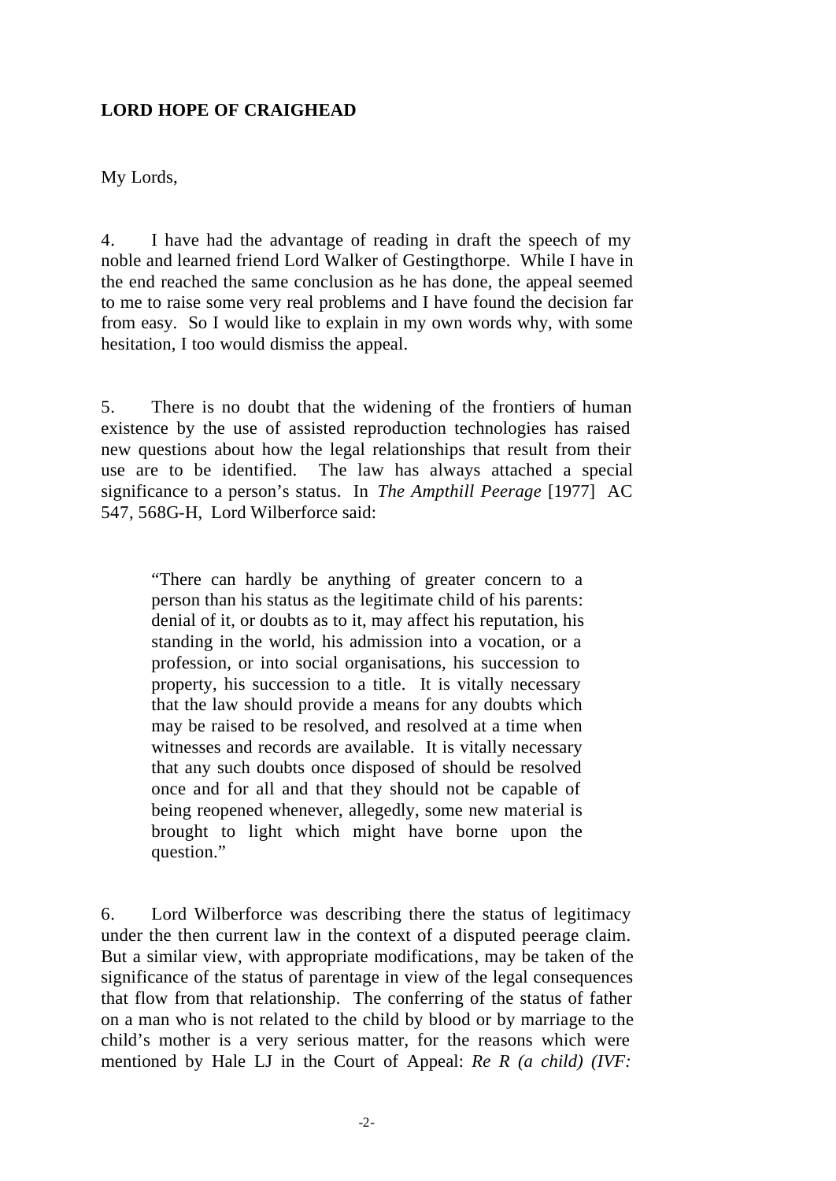**LORD HOPE OF CRAIGHEAD**

My Lords,

4. I have had the advantage of reading in draft the speech of my noble and learned friend Lord Walker of Gestingthorpe. While I have in the end reached the same conclusion as he has done, the appeal seemed to me to raise some very real problems and I have found the decision far from easy. So I would like to explain in my own words why, with some hesitation, I too would dismiss the appeal.

5. There is no doubt that the widening of the frontiers of human existence by the use of assisted reproduction technologies has raised new questions about how the legal relationships that result from their use are to be identified. The law has always attached a special significance to a person's status. In *The Ampthill Peerage* [1977] AC 547, 568G-H, Lord Wilberforce said:

> "There can hardly be anything of greater concern to a person than his status as the legitimate child of his parents: denial of it, or doubts as to it, may affect his reputation, his standing in the world, his admission into a vocation, or a profession, or into social organisations, his succession to property, his succession to a title. It is vitally necessary that the law should provide a means for any doubts which may be raised to be resolved, and resolved at a time when witnesses and records are available. It is vitally necessary that any such doubts once disposed of should be resolved once and for all and that they should not be capable of being reopened whenever, allegedly, some new material is brought to light which might have borne upon the question."

6. Lord Wilberforce was describing there the status of legitimacy under the then current law in the context of a disputed peerage claim. But a similar view, with appropriate modifications, may be taken of the significance of the status of parentage in view of the legal consequences that flow from that relationship. The conferring of the status of father on a man who is not related to the child by blood or by marriage to the child's mother is a very serious matter, for the reasons which were mentioned by Hale LJ in the Court of Appeal: *Re R (a child) (IVF:*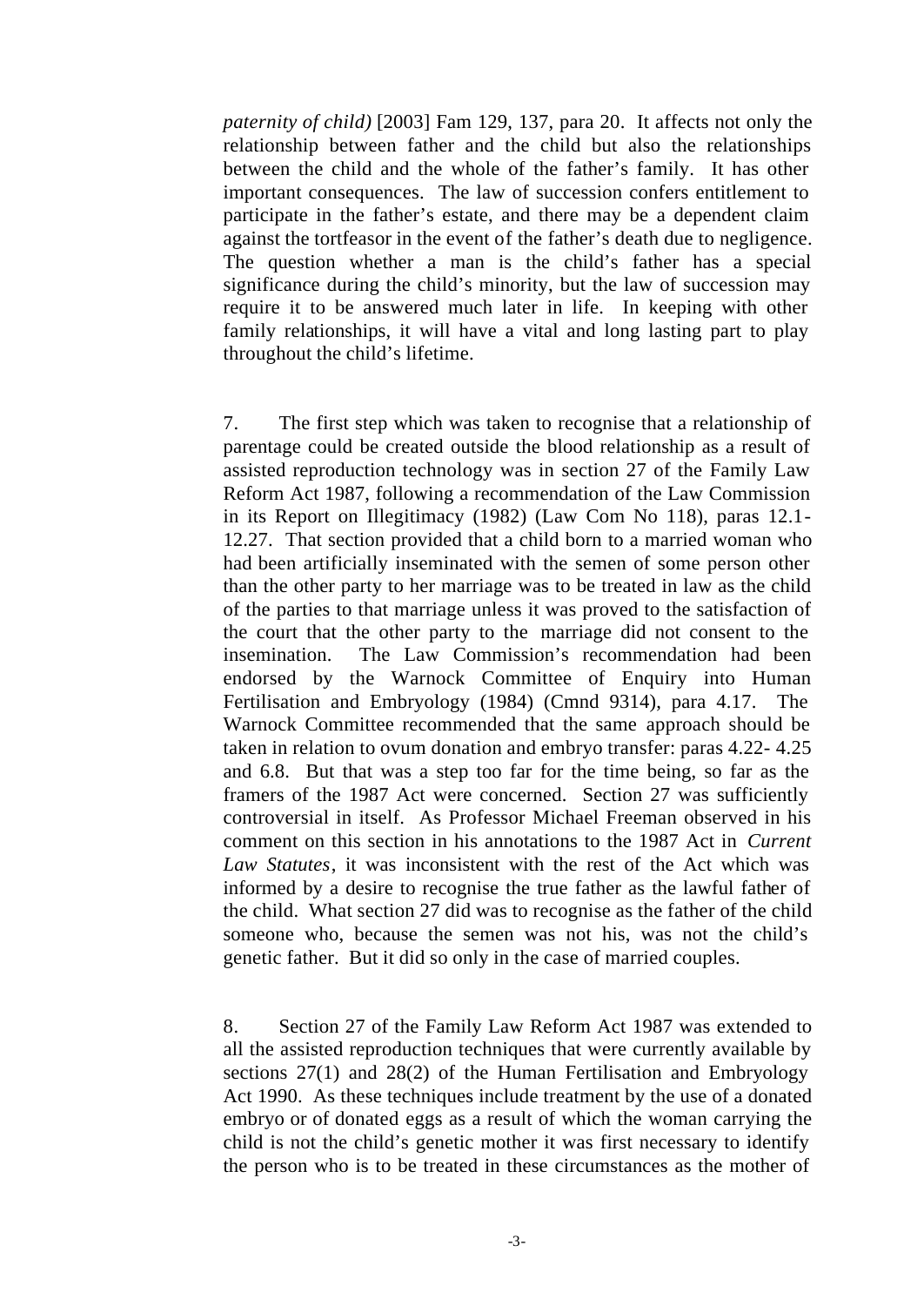*paternity of child)* [2003] Fam 129, 137, para 20. It affects not only the relationship between father and the child but also the relationships between the child and the whole of the father's family. It has other important consequences. The law of succession confers entitlement to participate in the father's estate, and there may be a dependent claim against the tortfeasor in the event of the father's death due to negligence. The question whether a man is the child's father has a special significance during the child's minority, but the law of succession may require it to be answered much later in life. In keeping with other family relationships, it will have a vital and long lasting part to play throughout the child's lifetime.

7. The first step which was taken to recognise that a relationship of parentage could be created outside the blood relationship as a result of assisted reproduction technology was in section 27 of the Family Law Reform Act 1987, following a recommendation of the Law Commission in its Report on Illegitimacy (1982) (Law Com No 118), paras 12.1-12.27. That section provided that a child born to a married woman who had been artificially inseminated with the semen of some person other than the other party to her marriage was to be treated in law as the child of the parties to that marriage unless it was proved to the satisfaction of the court that the other party to the marriage did not consent to the insemination. The Law Commission's recommendation had been endorsed by the Warnock Committee of Enquiry into Human Fertilisation and Embryology (1984) (Cmnd 9314), para 4.17. The Warnock Committee recommended that the same approach should be taken in relation to ovum donation and embryo transfer: paras 4.22- 4.25 and 6.8. But that was a step too far for the time being, so far as the framers of the 1987 Act were concerned. Section 27 was sufficiently controversial in itself. As Professor Michael Freeman observed in his comment on this section in his annotations to the 1987 Act in *Current Law Statutes*, it was inconsistent with the rest of the Act which was informed by a desire to recognise the true father as the lawful father of the child. What section 27 did was to recognise as the father of the child someone who, because the semen was not his, was not the child's genetic father. But it did so only in the case of married couples.

8. Section 27 of the Family Law Reform Act 1987 was extended to all the assisted reproduction techniques that were currently available by sections 27(1) and 28(2) of the Human Fertilisation and Embryology Act 1990. As these techniques include treatment by the use of a donated embryo or of donated eggs as a result of which the woman carrying the child is not the child's genetic mother it was first necessary to identify the person who is to be treated in these circumstances as the mother of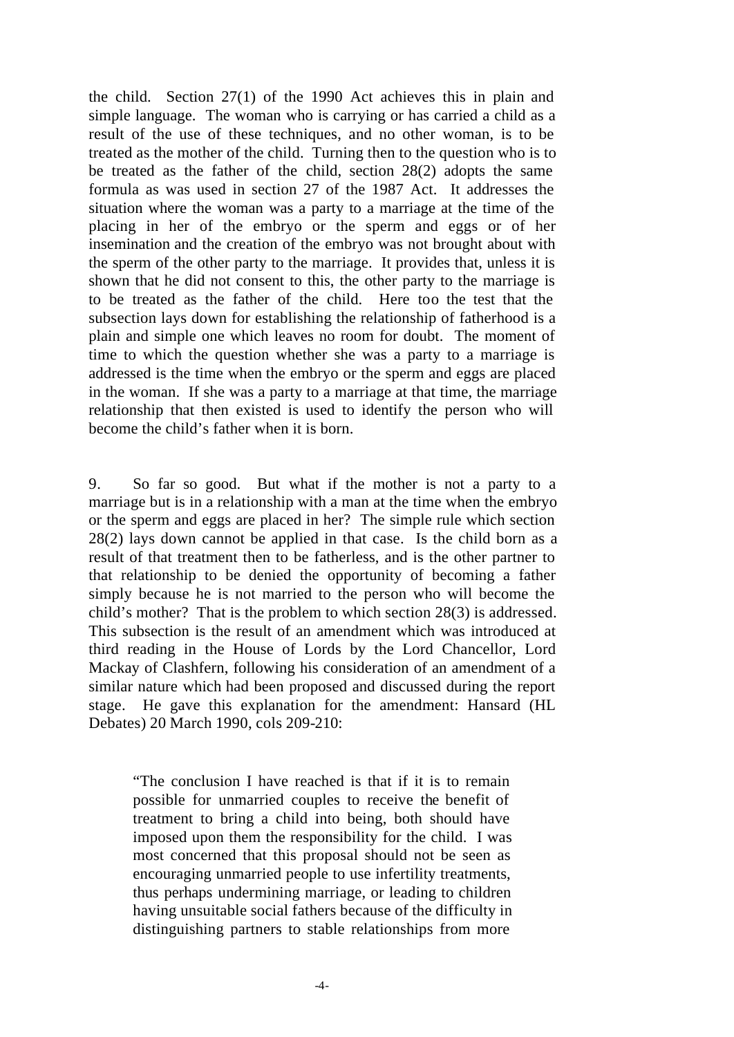the child. Section 27(1) of the 1990 Act achieves this in plain and simple language. The woman who is carrying or has carried a child as a result of the use of these techniques, and no other woman, is to be treated as the mother of the child. Turning then to the question who is to be treated as the father of the child, section 28(2) adopts the same formula as was used in section 27 of the 1987 Act. It addresses the situation where the woman was a party to a marriage at the time of the placing in her of the embryo or the sperm and eggs or of her insemination and the creation of the embryo was not brought about with the sperm of the other party to the marriage. It provides that, unless it is shown that he did not consent to this, the other party to the marriage is to be treated as the father of the child. Here too the test that the subsection lays down for establishing the relationship of fatherhood is a plain and simple one which leaves no room for doubt. The moment of time to which the question whether she was a party to a marriage is addressed is the time when the embryo or the sperm and eggs are placed in the woman. If she was a party to a marriage at that time, the marriage relationship that then existed is used to identify the person who will become the child's father when it is born.

9. So far so good. But what if the mother is not a party to a marriage but is in a relationship with a man at the time when the embryo or the sperm and eggs are placed in her? The simple rule which section 28(2) lays down cannot be applied in that case. Is the child born as a result of that treatment then to be fatherless, and is the other partner to that relationship to be denied the opportunity of becoming a father simply because he is not married to the person who will become the child's mother? That is the problem to which section 28(3) is addressed. This subsection is the result of an amendment which was introduced at third reading in the House of Lords by the Lord Chancellor, Lord Mackay of Clashfern, following his consideration of an amendment of a similar nature which had been proposed and discussed during the report stage. He gave this explanation for the amendment: Hansard (HL Debates) 20 March 1990, cols 209-210:

> "The conclusion I have reached is that if it is to remain possible for unmarried couples to receive the benefit of treatment to bring a child into being, both should have imposed upon them the responsibility for the child. I was most concerned that this proposal should not be seen as encouraging unmarried people to use infertility treatments, thus perhaps undermining marriage, or leading to children having unsuitable social fathers because of the difficulty in distinguishing partners to stable relationships from more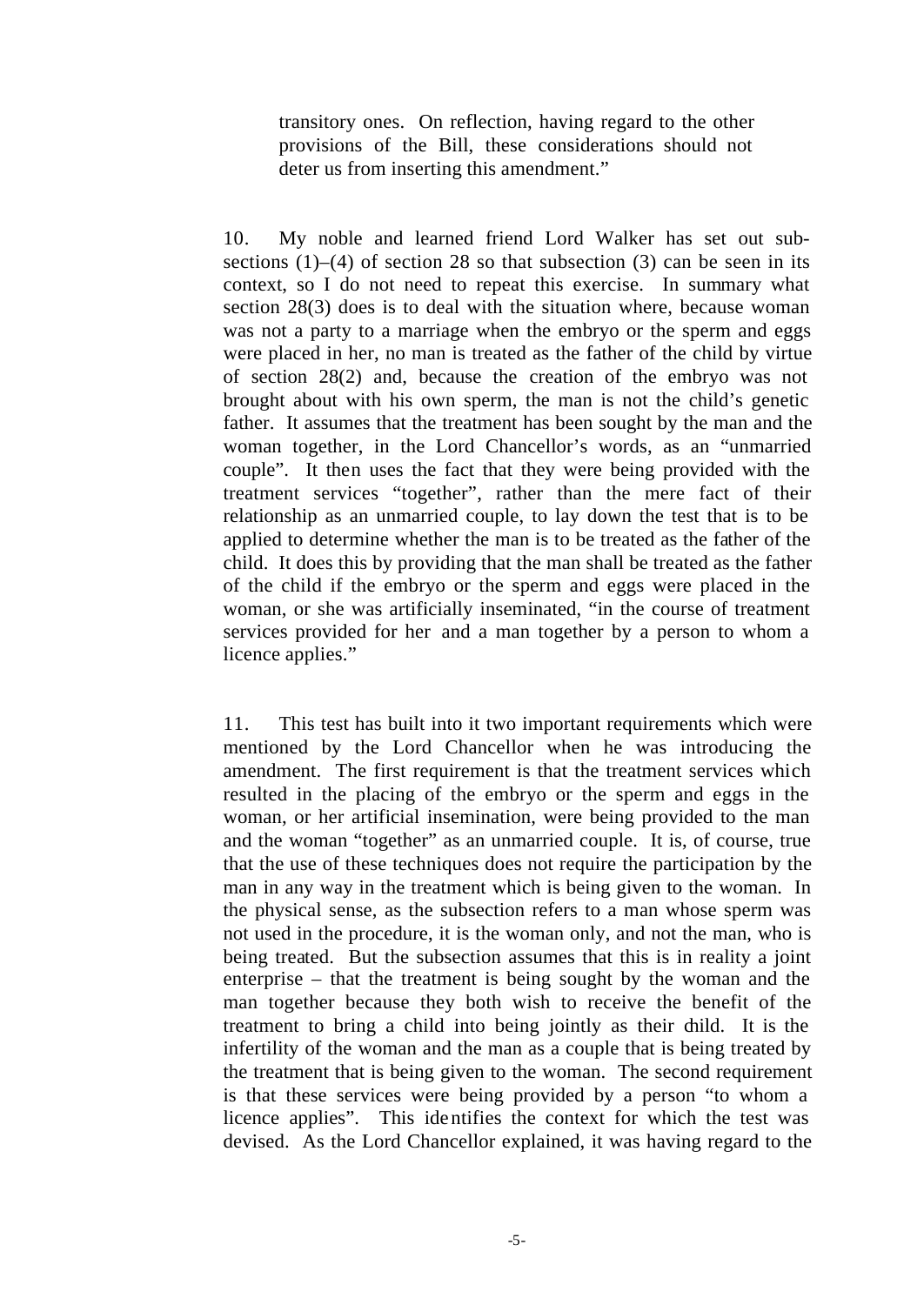> transitory ones. On reflection, having regard to the other provisions of the Bill, these considerations should not deter us from inserting this amendment."

10. My noble and learned friend Lord Walker has set out sub-sections (1)–(4) of section 28 so that subsection (3) can be seen in its context, so I do not need to repeat this exercise. In summary what section 28(3) does is to deal with the situation where, because woman was not a party to a marriage when the embryo or the sperm and eggs were placed in her, no man is treated as the father of the child by virtue of section 28(2) and, because the creation of the embryo was not brought about with his own sperm, the man is not the child's genetic father. It assumes that the treatment has been sought by the man and the woman together, in the Lord Chancellor's words, as an "unmarried couple". It then uses the fact that they were being provided with the treatment services "together", rather than the mere fact of their relationship as an unmarried couple, to lay down the test that is to be applied to determine whether the man is to be treated as the father of the child. It does this by providing that the man shall be treated as the father of the child if the embryo or the sperm and eggs were placed in the woman, or she was artificially inseminated, "in the course of treatment services provided for her and a man together by a person to whom a licence applies."

11. This test has built into it two important requirements which were mentioned by the Lord Chancellor when he was introducing the amendment. The first requirement is that the treatment services which resulted in the placing of the embryo or the sperm and eggs in the woman, or her artificial insemination, were being provided to the man and the woman "together" as an unmarried couple. It is, of course, true that the use of these techniques does not require the participation by the man in any way in the treatment which is being given to the woman. In the physical sense, as the subsection refers to a man whose sperm was not used in the procedure, it is the woman only, and not the man, who is being treated. But the subsection assumes that this is in reality a joint enterprise – that the treatment is being sought by the woman and the man together because they both wish to receive the benefit of the treatment to bring a child into being jointly as their child. It is the infertility of the woman and the man as a couple that is being treated by the treatment that is being given to the woman. The second requirement is that these services were being provided by a person "to whom a licence applies". This identifies the context for which the test was devised. As the Lord Chancellor explained, it was having regard to the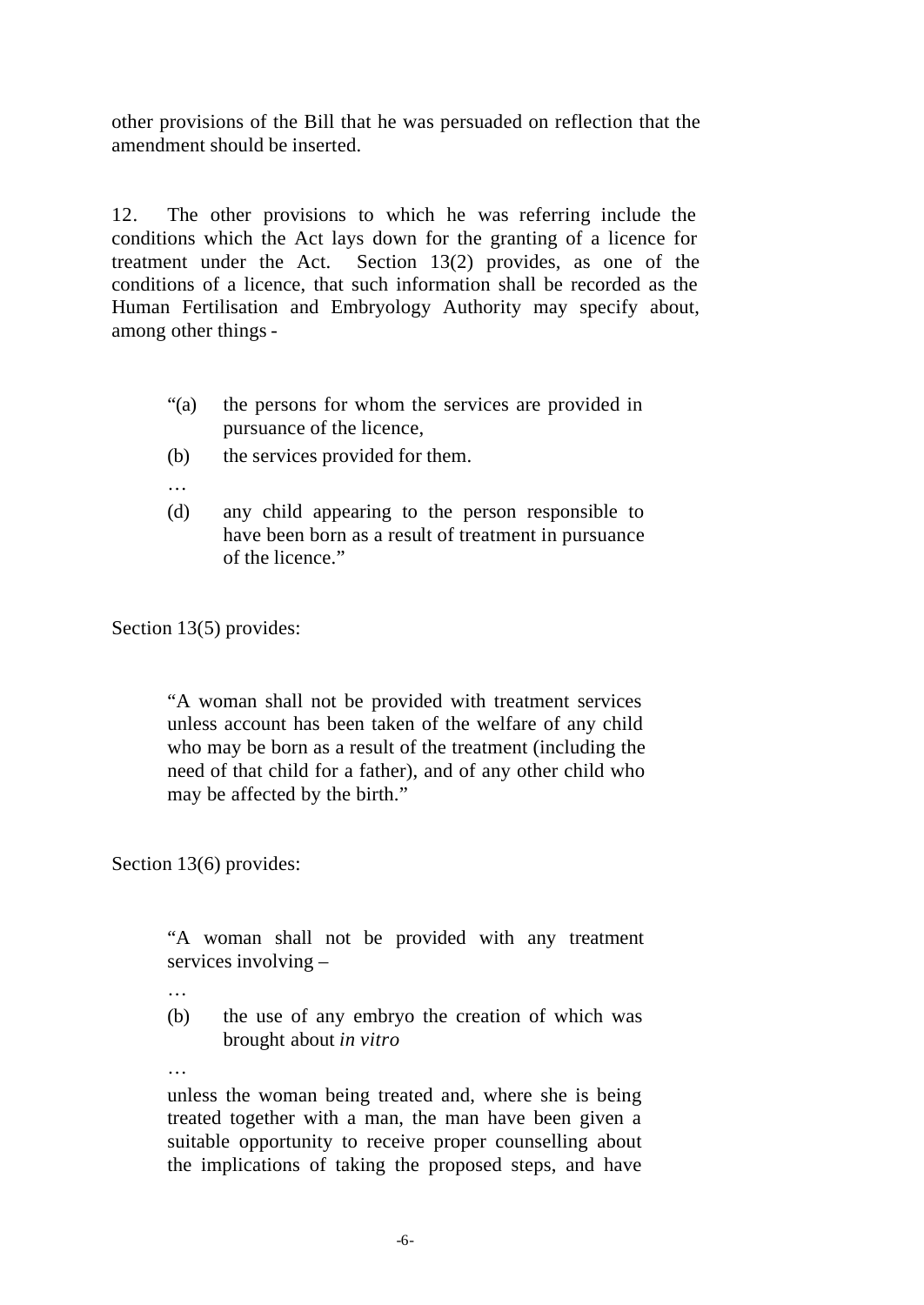other provisions of the Bill that he was persuaded on reflection that the amendment should be inserted.

12. The other provisions to which he was referring include the conditions which the Act lays down for the granting of a licence for treatment under the Act. Section 13(2) provides, as one of the conditions of a licence, that such information shall be recorded as the Human Fertilisation and Embryology Authority may specify about, among other things -

> "(a) the persons for whom the services are provided in pursuance of the licence,
>
> (b) the services provided for them.
>
> …
>
> (d) any child appearing to the person responsible to have been born as a result of treatment in pursuance of the licence."

Section 13(5) provides:

> "A woman shall not be provided with treatment services unless account has been taken of the welfare of any child who may be born as a result of the treatment (including the need of that child for a father), and of any other child who may be affected by the birth."

Section 13(6) provides:

> "A woman shall not be provided with any treatment services involving –
>
> …
>
> (b) the use of any embryo the creation of which was brought about *in vitro*
>
> …
>
> unless the woman being treated and, where she is being treated together with a man, the man have been given a suitable opportunity to receive proper counselling about the implications of taking the proposed steps, and have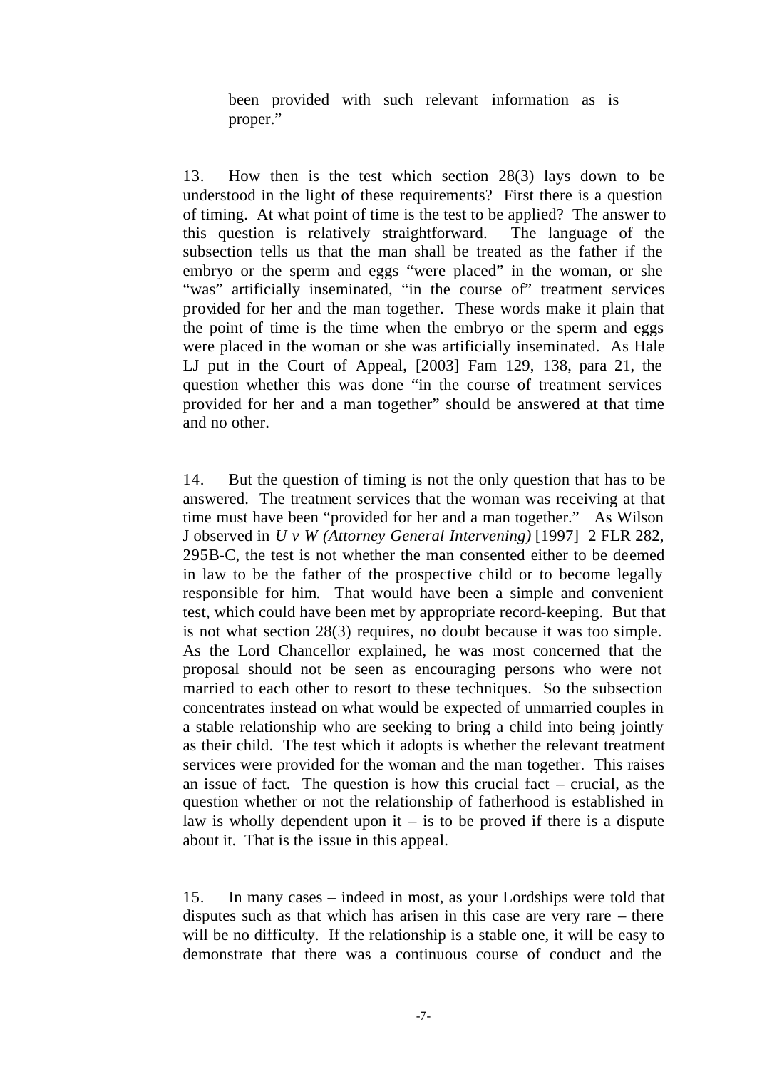been provided with such relevant information as is proper."

13. How then is the test which section 28(3) lays down to be understood in the light of these requirements? First there is a question of timing. At what point of time is the test to be applied? The answer to this question is relatively straightforward. The language of the subsection tells us that the man shall be treated as the father if the embryo or the sperm and eggs "were placed" in the woman, or she "was" artificially inseminated, "in the course of" treatment services provided for her and the man together. These words make it plain that the point of time is the time when the embryo or the sperm and eggs were placed in the woman or she was artificially inseminated. As Hale LJ put in the Court of Appeal, [2003] Fam 129, 138, para 21, the question whether this was done "in the course of treatment services provided for her and a man together" should be answered at that time and no other.

14. But the question of timing is not the only question that has to be answered. The treatment services that the woman was receiving at that time must have been "provided for her and a man together." As Wilson J observed in *U v W (Attorney General Intervening)* [1997] 2 FLR 282, 295B-C, the test is not whether the man consented either to be deemed in law to be the father of the prospective child or to become legally responsible for him. That would have been a simple and convenient test, which could have been met by appropriate record-keeping. But that is not what section 28(3) requires, no doubt because it was too simple. As the Lord Chancellor explained, he was most concerned that the proposal should not be seen as encouraging persons who were not married to each other to resort to these techniques. So the subsection concentrates instead on what would be expected of unmarried couples in a stable relationship who are seeking to bring a child into being jointly as their child. The test which it adopts is whether the relevant treatment services were provided for the woman and the man together. This raises an issue of fact. The question is how this crucial fact – crucial, as the question whether or not the relationship of fatherhood is established in law is wholly dependent upon it – is to be proved if there is a dispute about it. That is the issue in this appeal.

15. In many cases – indeed in most, as your Lordships were told that disputes such as that which has arisen in this case are very rare – there will be no difficulty. If the relationship is a stable one, it will be easy to demonstrate that there was a continuous course of conduct and the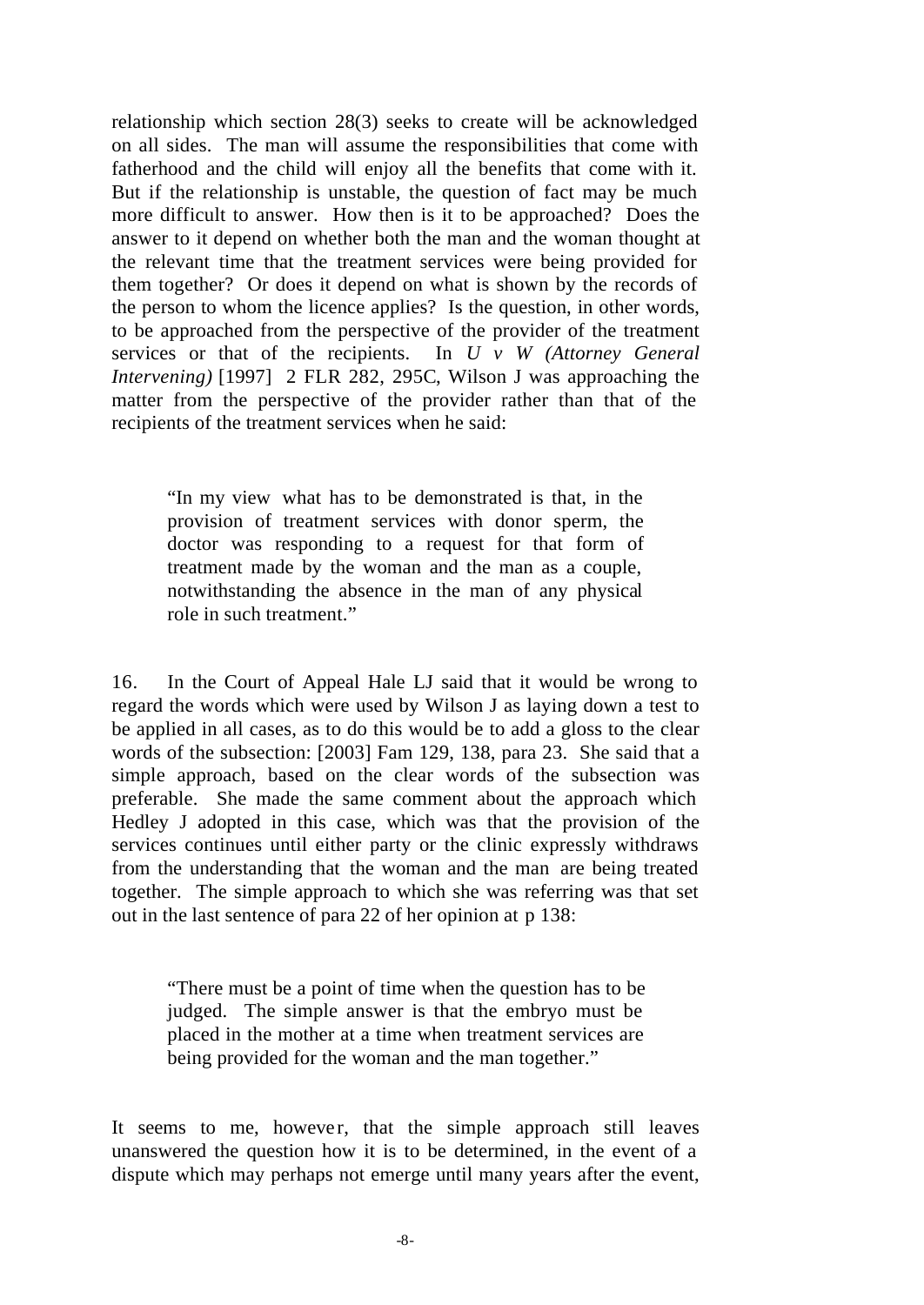relationship which section 28(3) seeks to create will be acknowledged on all sides. The man will assume the responsibilities that come with fatherhood and the child will enjoy all the benefits that come with it. But if the relationship is unstable, the question of fact may be much more difficult to answer. How then is it to be approached? Does the answer to it depend on whether both the man and the woman thought at the relevant time that the treatment services were being provided for them together? Or does it depend on what is shown by the records of the person to whom the licence applies? Is the question, in other words, to be approached from the perspective of the provider of the treatment services or that of the recipients. In *U v W (Attorney General Intervening)* [1997] 2 FLR 282, 295C, Wilson J was approaching the matter from the perspective of the provider rather than that of the recipients of the treatment services when he said:

> "In my view what has to be demonstrated is that, in the provision of treatment services with donor sperm, the doctor was responding to a request for that form of treatment made by the woman and the man as a couple, notwithstanding the absence in the man of any physical role in such treatment."

16. In the Court of Appeal Hale LJ said that it would be wrong to regard the words which were used by Wilson J as laying down a test to be applied in all cases, as to do this would be to add a gloss to the clear words of the subsection: [2003] Fam 129, 138, para 23. She said that a simple approach, based on the clear words of the subsection was preferable. She made the same comment about the approach which Hedley J adopted in this case, which was that the provision of the services continues until either party or the clinic expressly withdraws from the understanding that the woman and the man are being treated together. The simple approach to which she was referring was that set out in the last sentence of para 22 of her opinion at p 138:

> "There must be a point of time when the question has to be judged. The simple answer is that the embryo must be placed in the mother at a time when treatment services are being provided for the woman and the man together."

It seems to me, however, that the simple approach still leaves unanswered the question how it is to be determined, in the event of a dispute which may perhaps not emerge until many years after the event,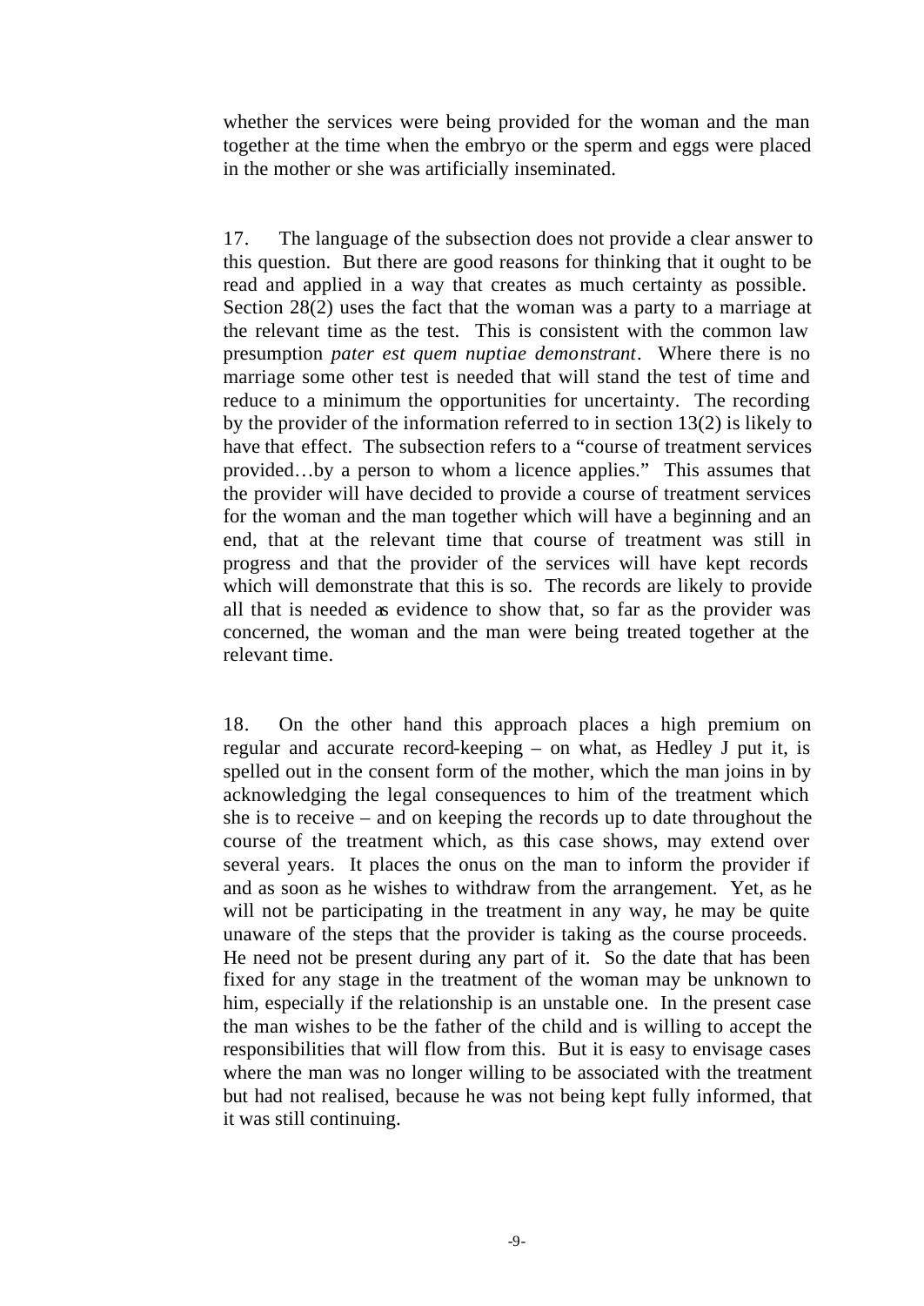whether the services were being provided for the woman and the man together at the time when the embryo or the sperm and eggs were placed in the mother or she was artificially inseminated.

17. The language of the subsection does not provide a clear answer to this question. But there are good reasons for thinking that it ought to be read and applied in a way that creates as much certainty as possible. Section 28(2) uses the fact that the woman was a party to a marriage at the relevant time as the test. This is consistent with the common law presumption *pater est quem nuptiae demonstrant*. Where there is no marriage some other test is needed that will stand the test of time and reduce to a minimum the opportunities for uncertainty. The recording by the provider of the information referred to in section 13(2) is likely to have that effect. The subsection refers to a "course of treatment services provided…by a person to whom a licence applies." This assumes that the provider will have decided to provide a course of treatment services for the woman and the man together which will have a beginning and an end, that at the relevant time that course of treatment was still in progress and that the provider of the services will have kept records which will demonstrate that this is so. The records are likely to provide all that is needed as evidence to show that, so far as the provider was concerned, the woman and the man were being treated together at the relevant time.

18. On the other hand this approach places a high premium on regular and accurate record-keeping – on what, as Hedley J put it, is spelled out in the consent form of the mother, which the man joins in by acknowledging the legal consequences to him of the treatment which she is to receive – and on keeping the records up to date throughout the course of the treatment which, as this case shows, may extend over several years. It places the onus on the man to inform the provider if and as soon as he wishes to withdraw from the arrangement. Yet, as he will not be participating in the treatment in any way, he may be quite unaware of the steps that the provider is taking as the course proceeds. He need not be present during any part of it. So the date that has been fixed for any stage in the treatment of the woman may be unknown to him, especially if the relationship is an unstable one. In the present case the man wishes to be the father of the child and is willing to accept the responsibilities that will flow from this. But it is easy to envisage cases where the man was no longer willing to be associated with the treatment but had not realised, because he was not being kept fully informed, that it was still continuing.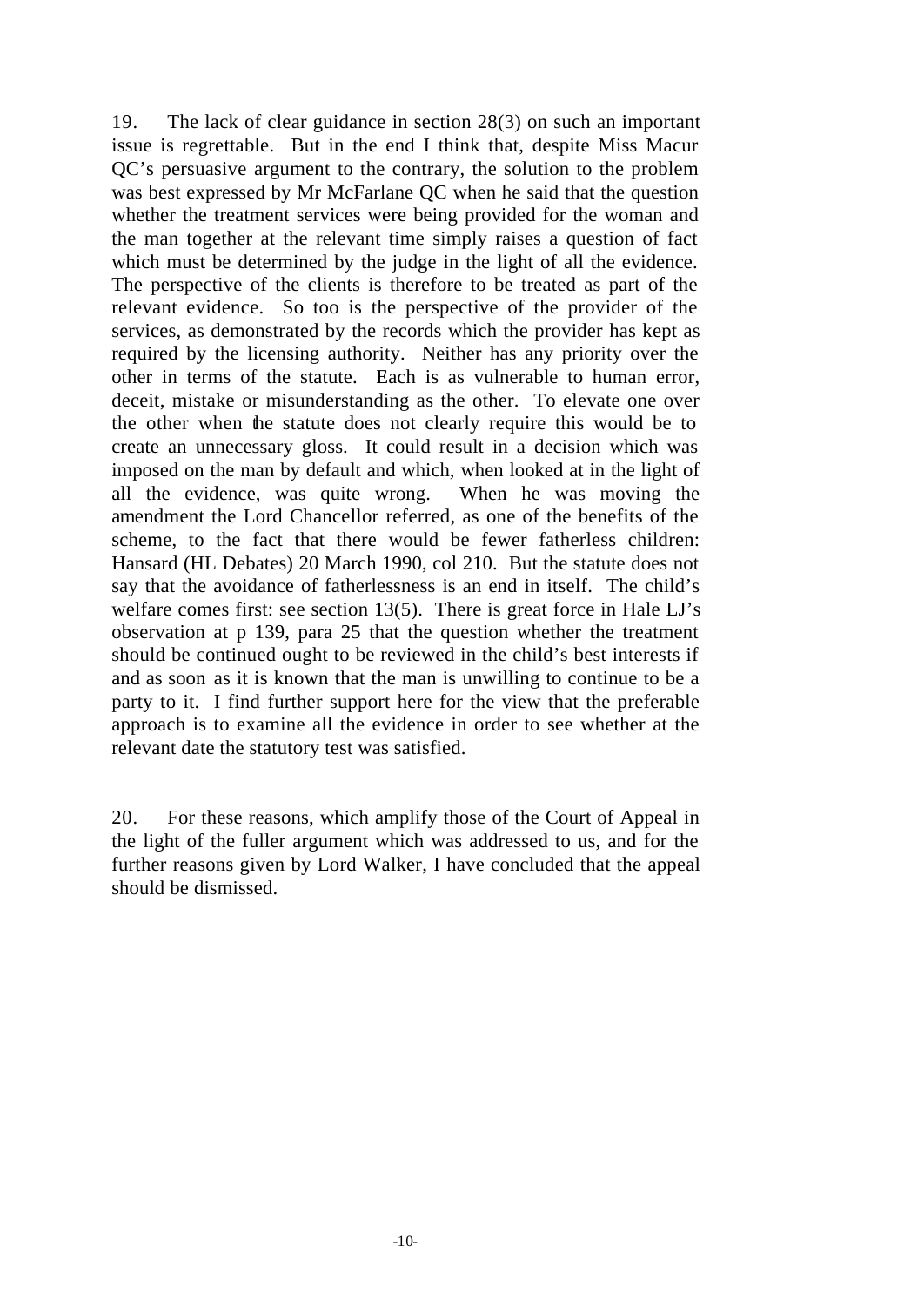19. The lack of clear guidance in section 28(3) on such an important issue is regrettable. But in the end I think that, despite Miss Macur QC's persuasive argument to the contrary, the solution to the problem was best expressed by Mr McFarlane QC when he said that the question whether the treatment services were being provided for the woman and the man together at the relevant time simply raises a question of fact which must be determined by the judge in the light of all the evidence. The perspective of the clients is therefore to be treated as part of the relevant evidence. So too is the perspective of the provider of the services, as demonstrated by the records which the provider has kept as required by the licensing authority. Neither has any priority over the other in terms of the statute. Each is as vulnerable to human error, deceit, mistake or misunderstanding as the other. To elevate one over the other when the statute does not clearly require this would be to create an unnecessary gloss. It could result in a decision which was imposed on the man by default and which, when looked at in the light of all the evidence, was quite wrong. When he was moving the amendment the Lord Chancellor referred, as one of the benefits of the scheme, to the fact that there would be fewer fatherless children: Hansard (HL Debates) 20 March 1990, col 210. But the statute does not say that the avoidance of fatherlessness is an end in itself. The child's welfare comes first: see section 13(5). There is great force in Hale LJ's observation at p 139, para 25 that the question whether the treatment should be continued ought to be reviewed in the child's best interests if and as soon as it is known that the man is unwilling to continue to be a party to it. I find further support here for the view that the preferable approach is to examine all the evidence in order to see whether at the relevant date the statutory test was satisfied.

20. For these reasons, which amplify those of the Court of Appeal in the light of the fuller argument which was addressed to us, and for the further reasons given by Lord Walker, I have concluded that the appeal should be dismissed.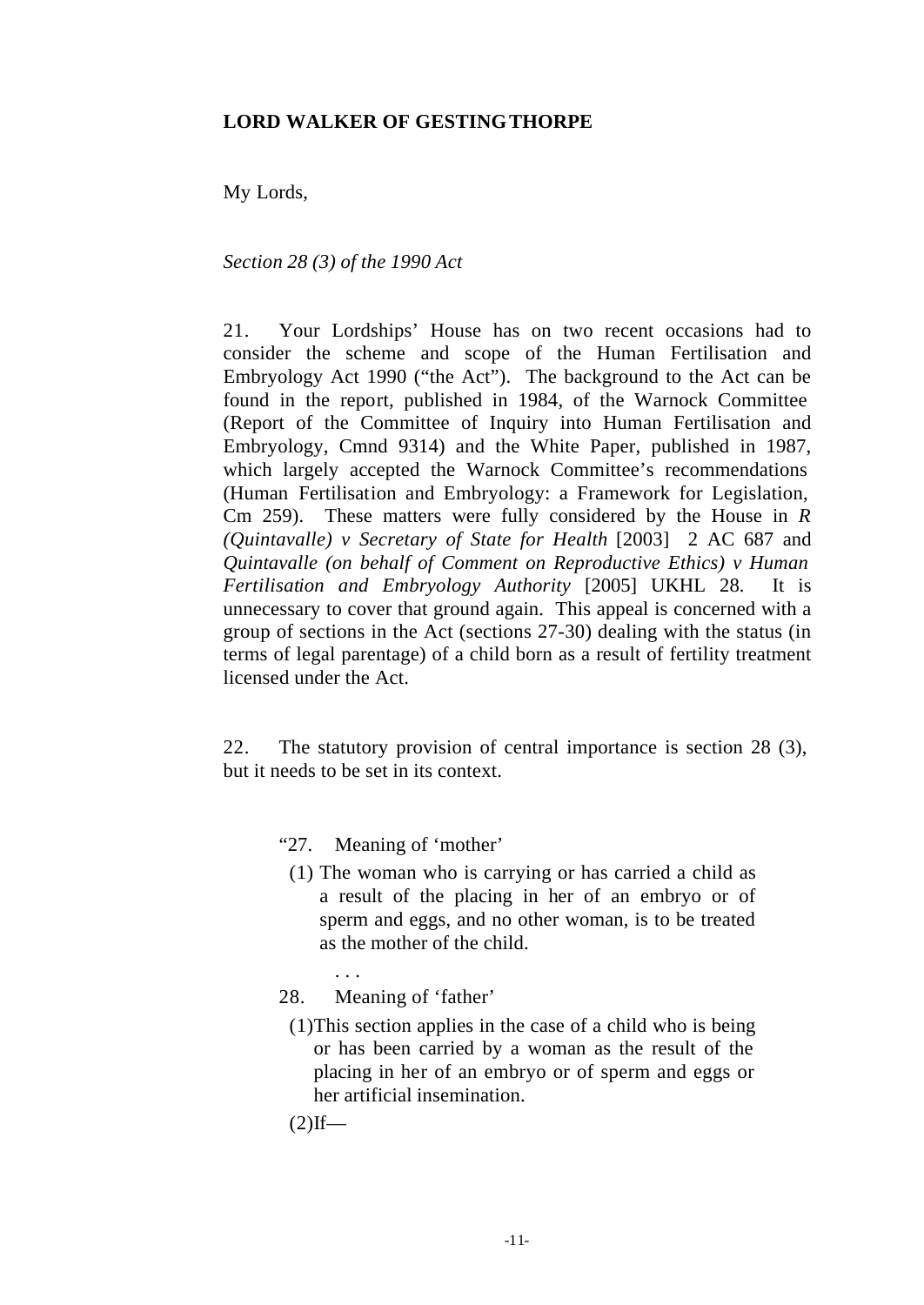**LORD WALKER OF GESTINGTHORPE**

My Lords,

*Section 28 (3) of the 1990 Act*

21. Your Lordships' House has on two recent occasions had to consider the scheme and scope of the Human Fertilisation and Embryology Act 1990 ("the Act"). The background to the Act can be found in the report, published in 1984, of the Warnock Committee (Report of the Committee of Inquiry into Human Fertilisation and Embryology, Cmnd 9314) and the White Paper, published in 1987, which largely accepted the Warnock Committee's recommendations (Human Fertilisation and Embryology: a Framework for Legislation, Cm 259). These matters were fully considered by the House in *R (Quintavalle) v Secretary of State for Health* [2003] 2 AC 687 and *Quintavalle (on behalf of Comment on Reproductive Ethics) v Human Fertilisation and Embryology Authority* [2005] UKHL 28. It is unnecessary to cover that ground again. This appeal is concerned with a group of sections in the Act (sections 27-30) dealing with the status (in terms of legal parentage) of a child born as a result of fertility treatment licensed under the Act.

22. The statutory provision of central importance is section 28 (3), but it needs to be set in its context.

> "27. Meaning of 'mother'
>
> (1) The woman who is carrying or has carried a child as a result of the placing in her of an embryo or of sperm and eggs, and no other woman, is to be treated as the mother of the child.
>
> . . .
>
> 28. Meaning of 'father'
>
> (1) This section applies in the case of a child who is being or has been carried by a woman as the result of the placing in her of an embryo or of sperm and eggs or her artificial insemination.
>
> (2) If—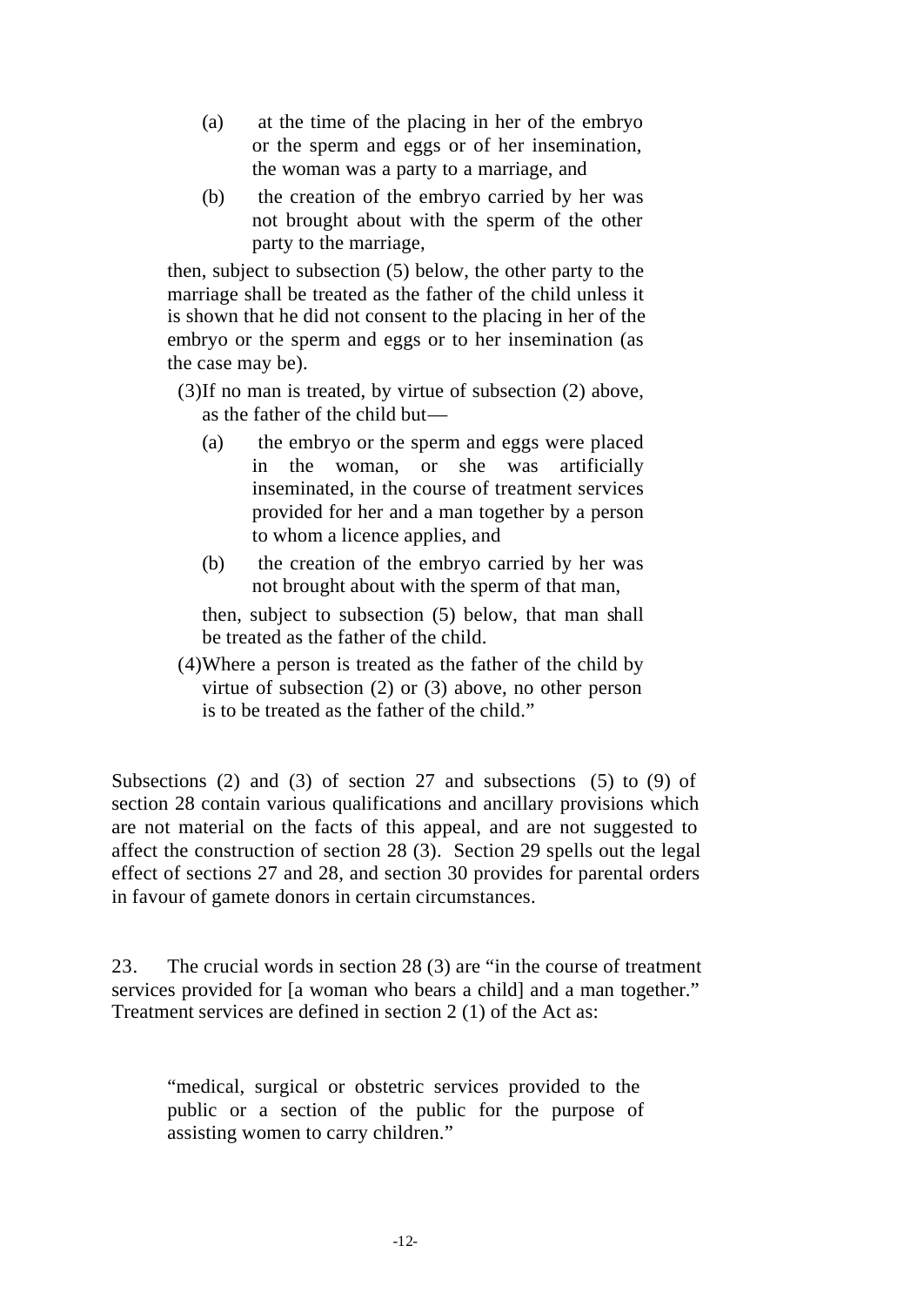> (a) at the time of the placing in her of the embryo or the sperm and eggs or of her insemination, the woman was a party to a marriage, and
>
> (b) the creation of the embryo carried by her was not brought about with the sperm of the other party to the marriage,
>
> then, subject to subsection (5) below, the other party to the marriage shall be treated as the father of the child unless it is shown that he did not consent to the placing in her of the embryo or the sperm and eggs or to her insemination (as the case may be).
>
> (3) If no man is treated, by virtue of subsection (2) above, as the father of the child but—
>
> (a) the embryo or the sperm and eggs were placed in the woman, or she was artificially inseminated, in the course of treatment services provided for her and a man together by a person to whom a licence applies, and
>
> (b) the creation of the embryo carried by her was not brought about with the sperm of that man,
>
> then, subject to subsection (5) below, that man shall be treated as the father of the child.
>
> (4) Where a person is treated as the father of the child by virtue of subsection (2) or (3) above, no other person is to be treated as the father of the child."

Subsections (2) and (3) of section 27 and subsections (5) to (9) of section 28 contain various qualifications and ancillary provisions which are not material on the facts of this appeal, and are not suggested to affect the construction of section 28 (3). Section 29 spells out the legal effect of sections 27 and 28, and section 30 provides for parental orders in favour of gamete donors in certain circumstances.

23. The crucial words in section 28 (3) are "in the course of treatment services provided for [a woman who bears a child] and a man together." Treatment services are defined in section 2 (1) of the Act as:

> "medical, surgical or obstetric services provided to the public or a section of the public for the purpose of assisting women to carry children."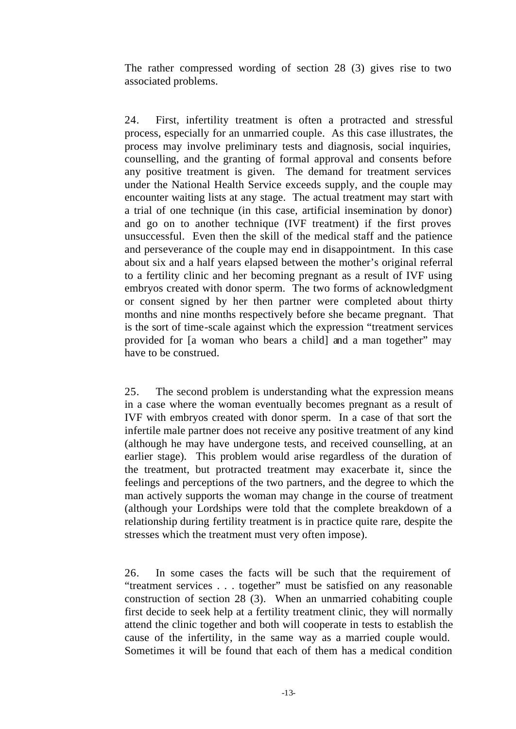The rather compressed wording of section 28 (3) gives rise to two associated problems.

24. First, infertility treatment is often a protracted and stressful process, especially for an unmarried couple. As this case illustrates, the process may involve preliminary tests and diagnosis, social inquiries, counselling, and the granting of formal approval and consents before any positive treatment is given. The demand for treatment services under the National Health Service exceeds supply, and the couple may encounter waiting lists at any stage. The actual treatment may start with a trial of one technique (in this case, artificial insemination by donor) and go on to another technique (IVF treatment) if the first proves unsuccessful. Even then the skill of the medical staff and the patience and perseverance of the couple may end in disappointment. In this case about six and a half years elapsed between the mother's original referral to a fertility clinic and her becoming pregnant as a result of IVF using embryos created with donor sperm. The two forms of acknowledgment or consent signed by her then partner were completed about thirty months and nine months respectively before she became pregnant. That is the sort of time-scale against which the expression "treatment services provided for [a woman who bears a child] and a man together" may have to be construed.

25. The second problem is understanding what the expression means in a case where the woman eventually becomes pregnant as a result of IVF with embryos created with donor sperm. In a case of that sort the infertile male partner does not receive any positive treatment of any kind (although he may have undergone tests, and received counselling, at an earlier stage). This problem would arise regardless of the duration of the treatment, but protracted treatment may exacerbate it, since the feelings and perceptions of the two partners, and the degree to which the man actively supports the woman may change in the course of treatment (although your Lordships were told that the complete breakdown of a relationship during fertility treatment is in practice quite rare, despite the stresses which the treatment must very often impose).

26. In some cases the facts will be such that the requirement of "treatment services . . . together" must be satisfied on any reasonable construction of section 28 (3). When an unmarried cohabiting couple first decide to seek help at a fertility treatment clinic, they will normally attend the clinic together and both will cooperate in tests to establish the cause of the infertility, in the same way as a married couple would. Sometimes it will be found that each of them has a medical condition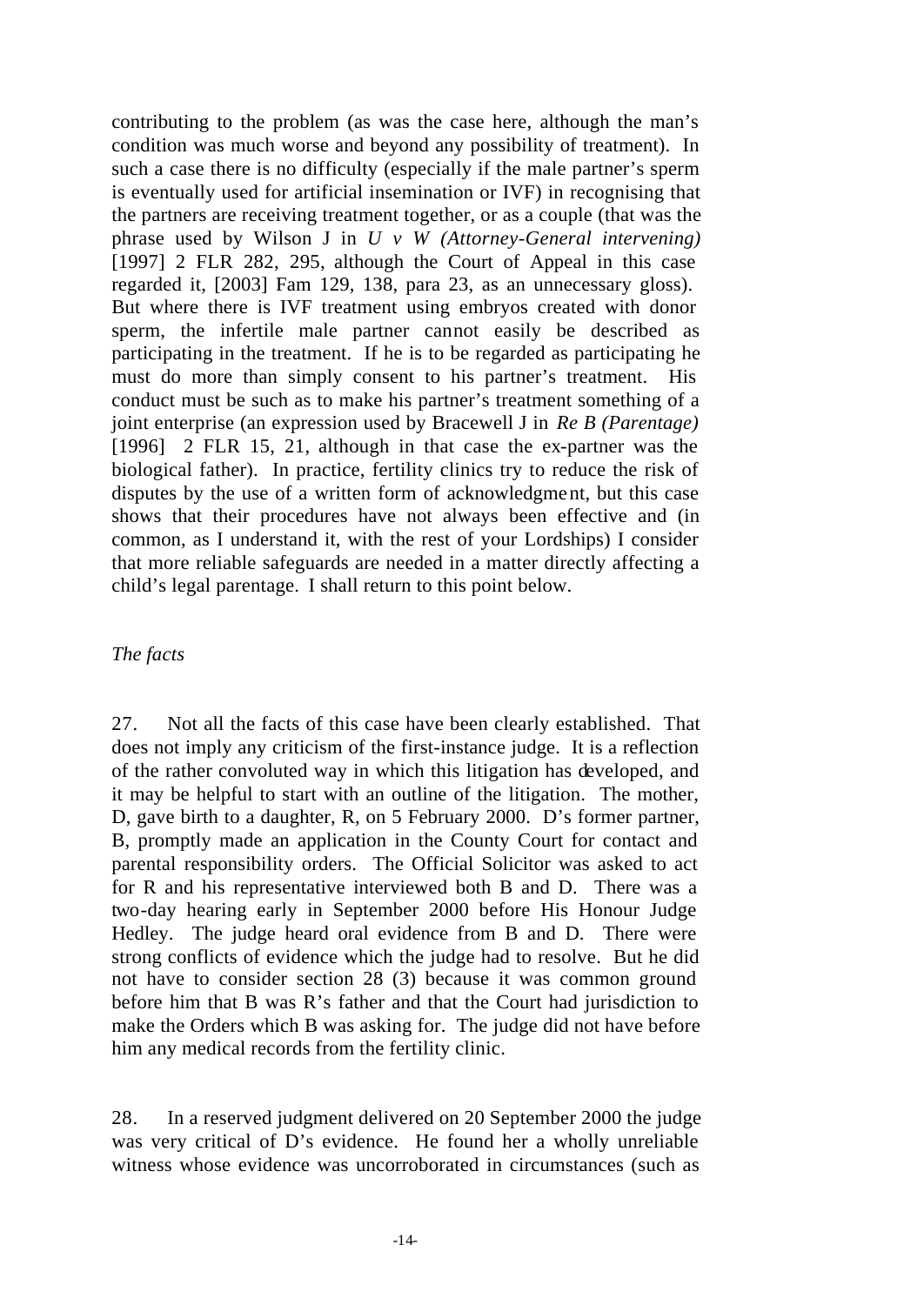contributing to the problem (as was the case here, although the man's condition was much worse and beyond any possibility of treatment). In such a case there is no difficulty (especially if the male partner's sperm is eventually used for artificial insemination or IVF) in recognising that the partners are receiving treatment together, or as a couple (that was the phrase used by Wilson J in *U v W (Attorney-General intervening)* [1997] 2 FLR 282, 295, although the Court of Appeal in this case regarded it, [2003] Fam 129, 138, para 23, as an unnecessary gloss). But where there is IVF treatment using embryos created with donor sperm, the infertile male partner cannot easily be described as participating in the treatment. If he is to be regarded as participating he must do more than simply consent to his partner's treatment. His conduct must be such as to make his partner's treatment something of a joint enterprise (an expression used by Bracewell J in *Re B (Parentage)* [1996] 2 FLR 15, 21, although in that case the ex-partner was the biological father). In practice, fertility clinics try to reduce the risk of disputes by the use of a written form of acknowledgment, but this case shows that their procedures have not always been effective and (in common, as I understand it, with the rest of your Lordships) I consider that more reliable safeguards are needed in a matter directly affecting a child's legal parentage. I shall return to this point below.

*The facts*

27. Not all the facts of this case have been clearly established. That does not imply any criticism of the first-instance judge. It is a reflection of the rather convoluted way in which this litigation has developed, and it may be helpful to start with an outline of the litigation. The mother, D, gave birth to a daughter, R, on 5 February 2000. D's former partner, B, promptly made an application in the County Court for contact and parental responsibility orders. The Official Solicitor was asked to act for R and his representative interviewed both B and D. There was a two-day hearing early in September 2000 before His Honour Judge Hedley. The judge heard oral evidence from B and D. There were strong conflicts of evidence which the judge had to resolve. But he did not have to consider section 28 (3) because it was common ground before him that B was R's father and that the Court had jurisdiction to make the Orders which B was asking for. The judge did not have before him any medical records from the fertility clinic.

28. In a reserved judgment delivered on 20 September 2000 the judge was very critical of D's evidence. He found her a wholly unreliable witness whose evidence was uncorroborated in circumstances (such as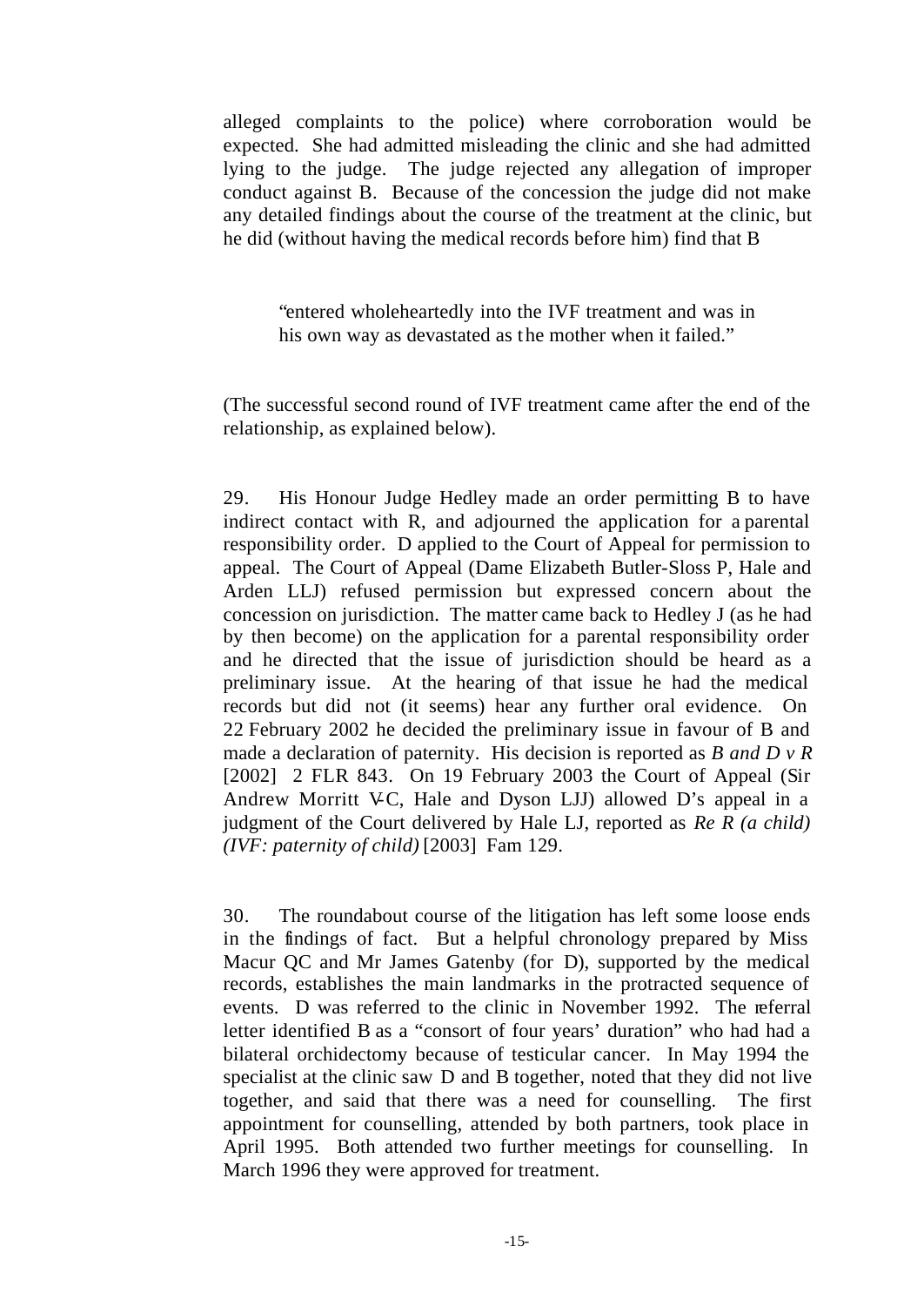alleged complaints to the police) where corroboration would be expected. She had admitted misleading the clinic and she had admitted lying to the judge. The judge rejected any allegation of improper conduct against B. Because of the concession the judge did not make any detailed findings about the course of the treatment at the clinic, but he did (without having the medical records before him) find that B

> "entered wholeheartedly into the IVF treatment and was in his own way as devastated as the mother when it failed."

(The successful second round of IVF treatment came after the end of the relationship, as explained below).

29. His Honour Judge Hedley made an order permitting B to have indirect contact with R, and adjourned the application for a parental responsibility order. D applied to the Court of Appeal for permission to appeal. The Court of Appeal (Dame Elizabeth Butler-Sloss P, Hale and Arden LLJ) refused permission but expressed concern about the concession on jurisdiction. The matter came back to Hedley J (as he had by then become) on the application for a parental responsibility order and he directed that the issue of jurisdiction should be heard as a preliminary issue. At the hearing of that issue he had the medical records but did not (it seems) hear any further oral evidence. On 22 February 2002 he decided the preliminary issue in favour of B and made a declaration of paternity. His decision is reported as *B and D v R* [2002] 2 FLR 843. On 19 February 2003 the Court of Appeal (Sir Andrew Morritt V-C, Hale and Dyson LJJ) allowed D's appeal in a judgment of the Court delivered by Hale LJ, reported as *Re R (a child) (IVF: paternity of child)* [2003] Fam 129.

30. The roundabout course of the litigation has left some loose ends in the findings of fact. But a helpful chronology prepared by Miss Macur QC and Mr James Gatenby (for D), supported by the medical records, establishes the main landmarks in the protracted sequence of events. D was referred to the clinic in November 1992. The referral letter identified B as a "consort of four years' duration" who had had a bilateral orchidectomy because of testicular cancer. In May 1994 the specialist at the clinic saw D and B together, noted that they did not live together, and said that there was a need for counselling. The first appointment for counselling, attended by both partners, took place in April 1995. Both attended two further meetings for counselling. In March 1996 they were approved for treatment.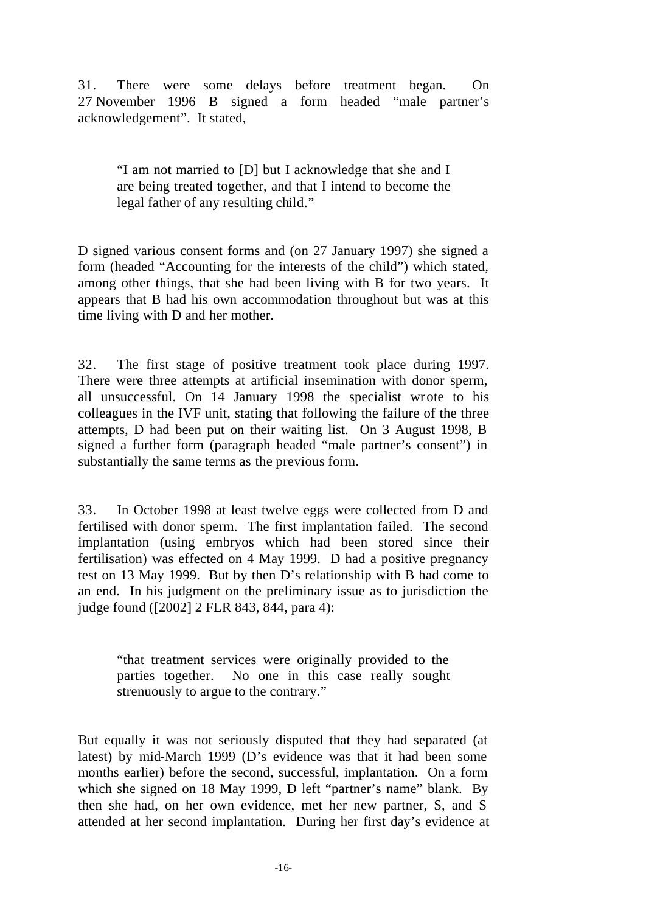31. There were some delays before treatment began. On 27 November 1996 B signed a form headed "male partner's acknowledgement". It stated,

> "I am not married to [D] but I acknowledge that she and I are being treated together, and that I intend to become the legal father of any resulting child."

D signed various consent forms and (on 27 January 1997) she signed a form (headed "Accounting for the interests of the child") which stated, among other things, that she had been living with B for two years. It appears that B had his own accommodation throughout but was at this time living with D and her mother.

32. The first stage of positive treatment took place during 1997. There were three attempts at artificial insemination with donor sperm, all unsuccessful. On 14 January 1998 the specialist wrote to his colleagues in the IVF unit, stating that following the failure of the three attempts, D had been put on their waiting list. On 3 August 1998, B signed a further form (paragraph headed "male partner's consent") in substantially the same terms as the previous form.

33. In October 1998 at least twelve eggs were collected from D and fertilised with donor sperm. The first implantation failed. The second implantation (using embryos which had been stored since their fertilisation) was effected on 4 May 1999. D had a positive pregnancy test on 13 May 1999. But by then D's relationship with B had come to an end. In his judgment on the preliminary issue as to jurisdiction the judge found ([2002] 2 FLR 843, 844, para 4):

> "that treatment services were originally provided to the parties together. No one in this case really sought strenuously to argue to the contrary."

But equally it was not seriously disputed that they had separated (at latest) by mid-March 1999 (D's evidence was that it had been some months earlier) before the second, successful, implantation. On a form which she signed on 18 May 1999, D left "partner's name" blank. By then she had, on her own evidence, met her new partner, S, and S attended at her second implantation. During her first day's evidence at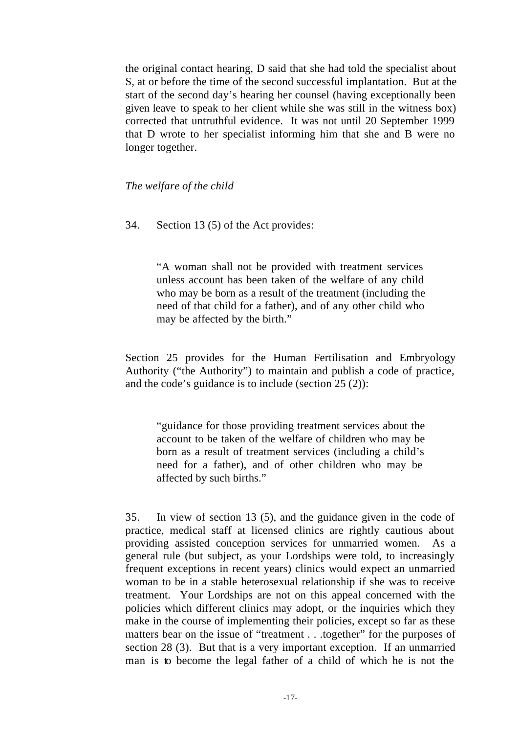the original contact hearing, D said that she had told the specialist about S, at or before the time of the second successful implantation. But at the start of the second day's hearing her counsel (having exceptionally been given leave to speak to her client while she was still in the witness box) corrected that untruthful evidence. It was not until 20 September 1999 that D wrote to her specialist informing him that she and B were no longer together.

*The welfare of the child*

34. Section 13 (5) of the Act provides:

> "A woman shall not be provided with treatment services unless account has been taken of the welfare of any child who may be born as a result of the treatment (including the need of that child for a father), and of any other child who may be affected by the birth."

Section 25 provides for the Human Fertilisation and Embryology Authority ("the Authority") to maintain and publish a code of practice, and the code's guidance is to include (section 25 (2)):

> "guidance for those providing treatment services about the account to be taken of the welfare of children who may be born as a result of treatment services (including a child's need for a father), and of other children who may be affected by such births."

35. In view of section 13 (5), and the guidance given in the code of practice, medical staff at licensed clinics are rightly cautious about providing assisted conception services for unmarried women. As a general rule (but subject, as your Lordships were told, to increasingly frequent exceptions in recent years) clinics would expect an unmarried woman to be in a stable heterosexual relationship if she was to receive treatment. Your Lordships are not on this appeal concerned with the policies which different clinics may adopt, or the inquiries which they make in the course of implementing their policies, except so far as these matters bear on the issue of "treatment . . .together" for the purposes of section 28 (3). But that is a very important exception. If an unmarried man is to become the legal father of a child of which he is not the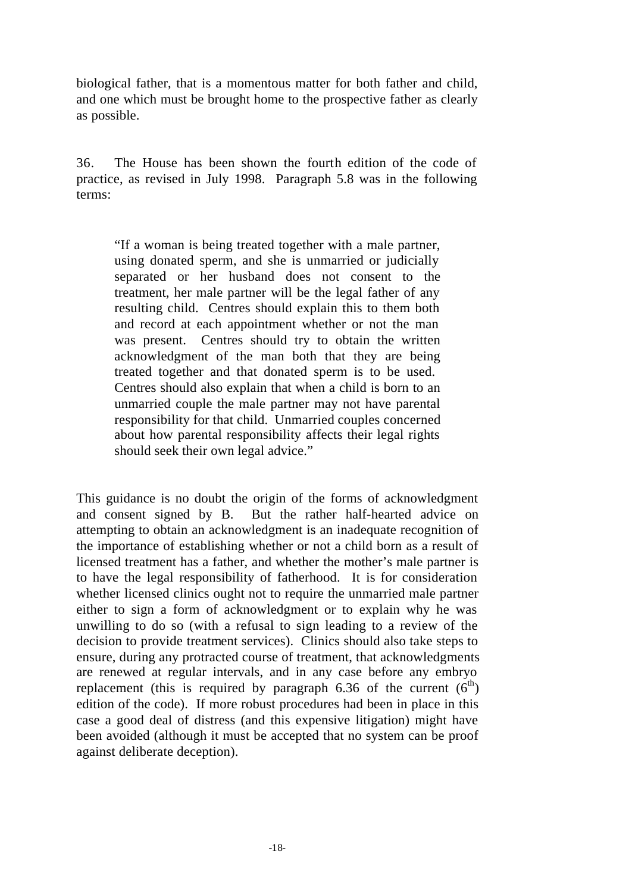biological father, that is a momentous matter for both father and child, and one which must be brought home to the prospective father as clearly as possible.

36. The House has been shown the fourth edition of the code of practice, as revised in July 1998. Paragraph 5.8 was in the following terms:

> "If a woman is being treated together with a male partner, using donated sperm, and she is unmarried or judicially separated or her husband does not consent to the treatment, her male partner will be the legal father of any resulting child. Centres should explain this to them both and record at each appointment whether or not the man was present. Centres should try to obtain the written acknowledgment of the man both that they are being treated together and that donated sperm is to be used. Centres should also explain that when a child is born to an unmarried couple the male partner may not have parental responsibility for that child. Unmarried couples concerned about how parental responsibility affects their legal rights should seek their own legal advice."

This guidance is no doubt the origin of the forms of acknowledgment and consent signed by B. But the rather half-hearted advice on attempting to obtain an acknowledgment is an inadequate recognition of the importance of establishing whether or not a child born as a result of licensed treatment has a father, and whether the mother's male partner is to have the legal responsibility of fatherhood. It is for consideration whether licensed clinics ought not to require the unmarried male partner either to sign a form of acknowledgment or to explain why he was unwilling to do so (with a refusal to sign leading to a review of the decision to provide treatment services). Clinics should also take steps to ensure, during any protracted course of treatment, that acknowledgments are renewed at regular intervals, and in any case before any embryo replacement (this is required by paragraph 6.36 of the current (6th) edition of the code). If more robust procedures had been in place in this case a good deal of distress (and this expensive litigation) might have been avoided (although it must be accepted that no system can be proof against deliberate deception).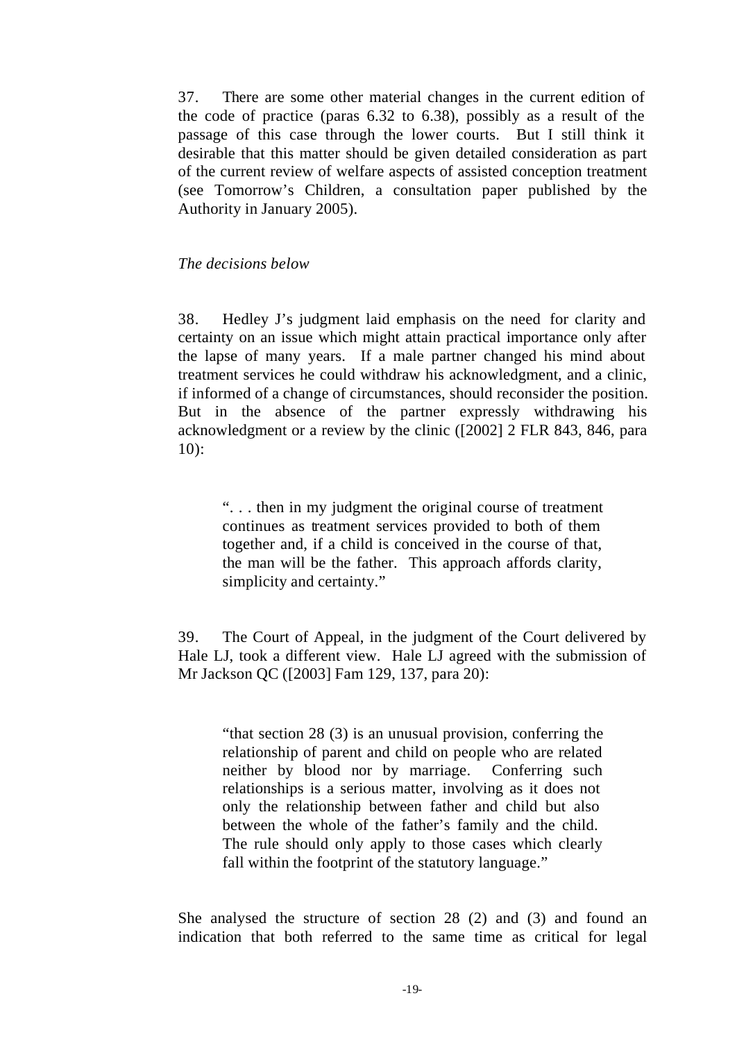37. There are some other material changes in the current edition of the code of practice (paras 6.32 to 6.38), possibly as a result of the passage of this case through the lower courts. But I still think it desirable that this matter should be given detailed consideration as part of the current review of welfare aspects of assisted conception treatment (see Tomorrow's Children, a consultation paper published by the Authority in January 2005).

*The decisions below*

38. Hedley J's judgment laid emphasis on the need for clarity and certainty on an issue which might attain practical importance only after the lapse of many years. If a male partner changed his mind about treatment services he could withdraw his acknowledgment, and a clinic, if informed of a change of circumstances, should reconsider the position. But in the absence of the partner expressly withdrawing his acknowledgment or a review by the clinic ([2002] 2 FLR 843, 846, para 10):

> ". . . then in my judgment the original course of treatment continues as treatment services provided to both of them together and, if a child is conceived in the course of that, the man will be the father. This approach affords clarity, simplicity and certainty."

39. The Court of Appeal, in the judgment of the Court delivered by Hale LJ, took a different view. Hale LJ agreed with the submission of Mr Jackson QC ([2003] Fam 129, 137, para 20):

> "that section 28 (3) is an unusual provision, conferring the relationship of parent and child on people who are related neither by blood nor by marriage. Conferring such relationships is a serious matter, involving as it does not only the relationship between father and child but also between the whole of the father's family and the child. The rule should only apply to those cases which clearly fall within the footprint of the statutory language."

She analysed the structure of section 28 (2) and (3) and found an indication that both referred to the same time as critical for legal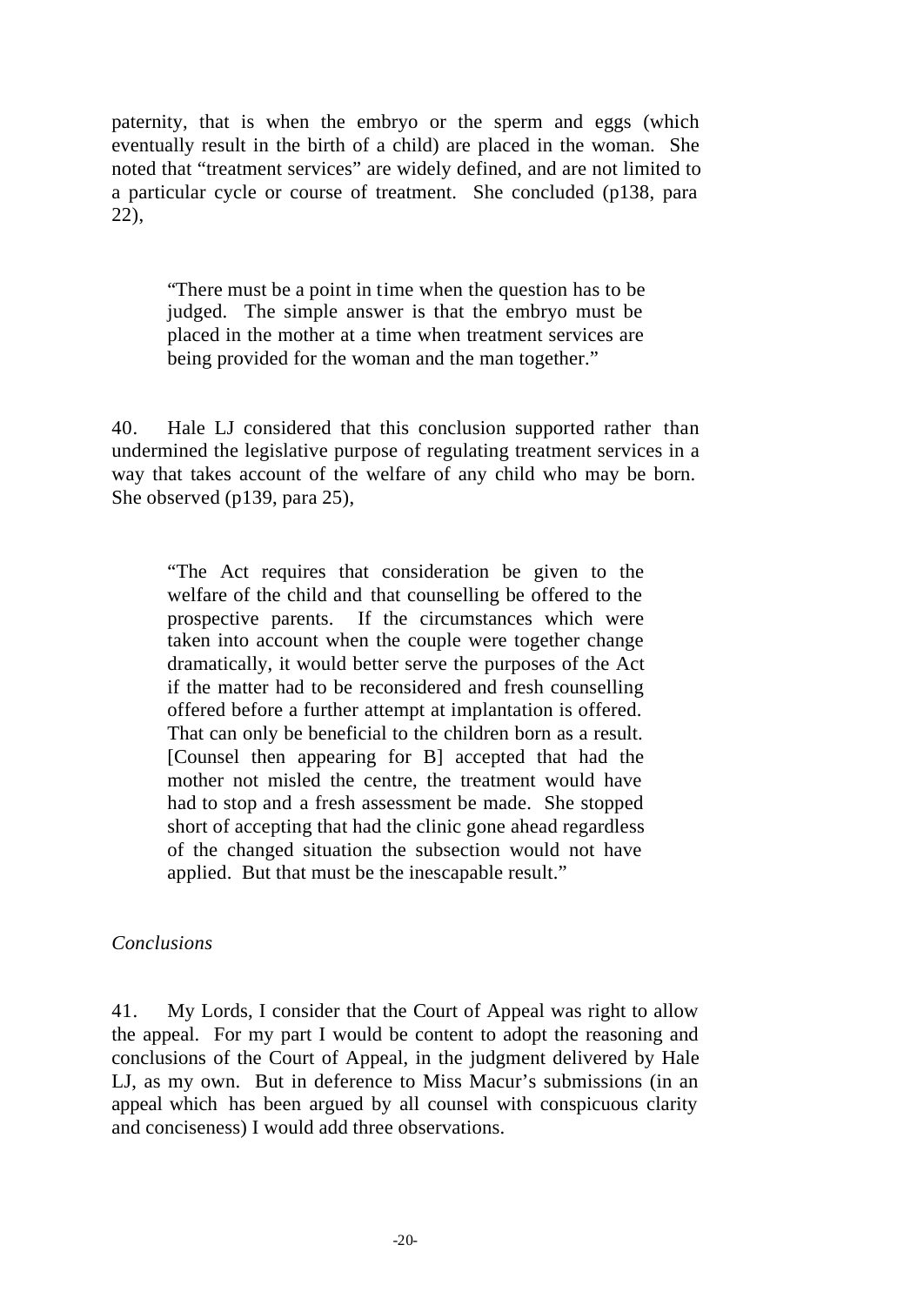paternity, that is when the embryo or the sperm and eggs (which eventually result in the birth of a child) are placed in the woman. She noted that "treatment services" are widely defined, and are not limited to a particular cycle or course of treatment. She concluded (p138, para 22),

> "There must be a point in time when the question has to be judged. The simple answer is that the embryo must be placed in the mother at a time when treatment services are being provided for the woman and the man together."

40. Hale LJ considered that this conclusion supported rather than undermined the legislative purpose of regulating treatment services in a way that takes account of the welfare of any child who may be born. She observed (p139, para 25),

> "The Act requires that consideration be given to the welfare of the child and that counselling be offered to the prospective parents. If the circumstances which were taken into account when the couple were together change dramatically, it would better serve the purposes of the Act if the matter had to be reconsidered and fresh counselling offered before a further attempt at implantation is offered. That can only be beneficial to the children born as a result. [Counsel then appearing for B] accepted that had the mother not misled the centre, the treatment would have had to stop and a fresh assessment be made. She stopped short of accepting that had the clinic gone ahead regardless of the changed situation the subsection would not have applied. But that must be the inescapable result."

*Conclusions*

41. My Lords, I consider that the Court of Appeal was right to allow the appeal. For my part I would be content to adopt the reasoning and conclusions of the Court of Appeal, in the judgment delivered by Hale LJ, as my own. But in deference to Miss Macur's submissions (in an appeal which has been argued by all counsel with conspicuous clarity and conciseness) I would add three observations.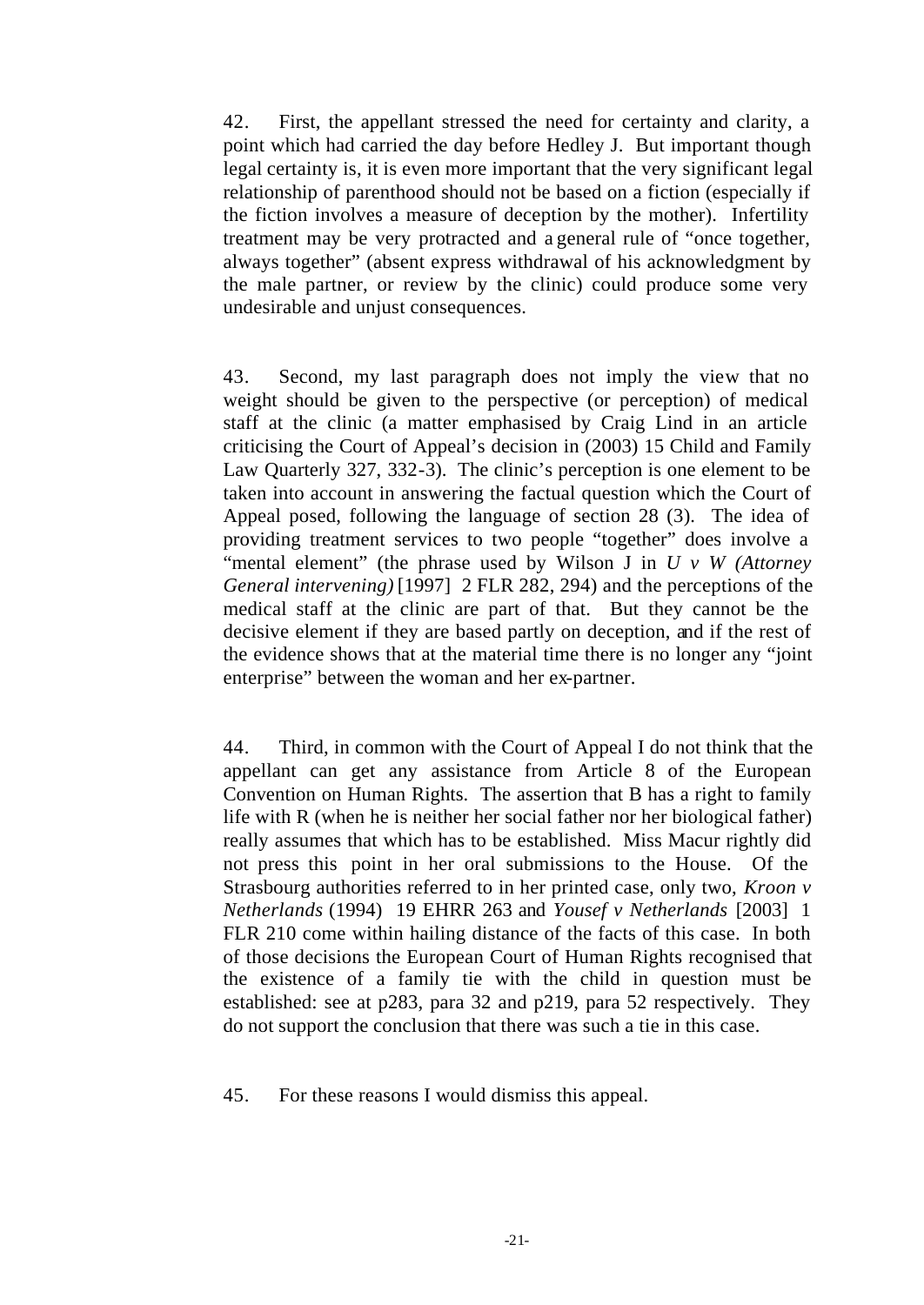42. First, the appellant stressed the need for certainty and clarity, a point which had carried the day before Hedley J. But important though legal certainty is, it is even more important that the very significant legal relationship of parenthood should not be based on a fiction (especially if the fiction involves a measure of deception by the mother). Infertility treatment may be very protracted and a general rule of "once together, always together" (absent express withdrawal of his acknowledgment by the male partner, or review by the clinic) could produce some very undesirable and unjust consequences.

43. Second, my last paragraph does not imply the view that no weight should be given to the perspective (or perception) of medical staff at the clinic (a matter emphasised by Craig Lind in an article criticising the Court of Appeal's decision in (2003) 15 Child and Family Law Quarterly 327, 332-3). The clinic's perception is one element to be taken into account in answering the factual question which the Court of Appeal posed, following the language of section 28 (3). The idea of providing treatment services to two people "together" does involve a "mental element" (the phrase used by Wilson J in *U v W (Attorney General intervening)* [1997] 2 FLR 282, 294) and the perceptions of the medical staff at the clinic are part of that. But they cannot be the decisive element if they are based partly on deception, and if the rest of the evidence shows that at the material time there is no longer any "joint enterprise" between the woman and her ex-partner.

44. Third, in common with the Court of Appeal I do not think that the appellant can get any assistance from Article 8 of the European Convention on Human Rights. The assertion that B has a right to family life with R (when he is neither her social father nor her biological father) really assumes that which has to be established. Miss Macur rightly did not press this point in her oral submissions to the House. Of the Strasbourg authorities referred to in her printed case, only two, *Kroon v Netherlands* (1994) 19 EHRR 263 and *Yousef v Netherlands* [2003] 1 FLR 210 come within hailing distance of the facts of this case. In both of those decisions the European Court of Human Rights recognised that the existence of a family tie with the child in question must be established: see at p283, para 32 and p219, para 52 respectively. They do not support the conclusion that there was such a tie in this case.

45. For these reasons I would dismiss this appeal.